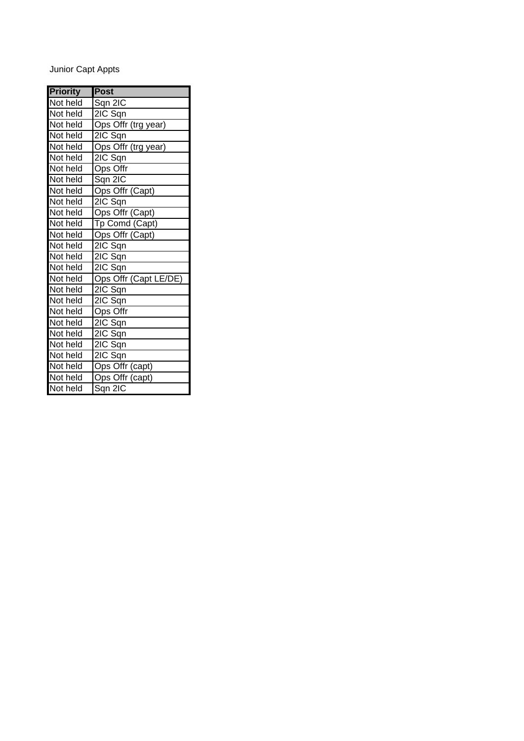Junior Capt Appts

| Priority | Post |
| --- | --- |
| Not held | Sqn 2IC |
| Not held | 2IC Sqn |
| Not held | Ops Offr (trg year) |
| Not held | 2IC Sqn |
| Not held | Ops Offr (trg year) |
| Not held | 2IC Sqn |
| Not held | Ops Offr |
| Not held | Sqn 2IC |
| Not held | Ops Offr (Capt) |
| Not held | 2IC Sqn |
| Not held | Ops Offr (Capt) |
| Not held | Tp Comd (Capt) |
| Not held | Ops Offr (Capt) |
| Not held | 2IC Sqn |
| Not held | 2IC Sqn |
| Not held | 2IC Sqn |
| Not held | Ops Offr (Capt LE/DE) |
| Not held | 2IC Sqn |
| Not held | 2IC Sqn |
| Not held | Ops Offr |
| Not held | 2IC Sqn |
| Not held | 2IC Sqn |
| Not held | 2IC Sqn |
| Not held | 2IC Sqn |
| Not held | Ops Offr (capt) |
| Not held | Ops Offr (capt) |
| Not held | Sqn 2IC |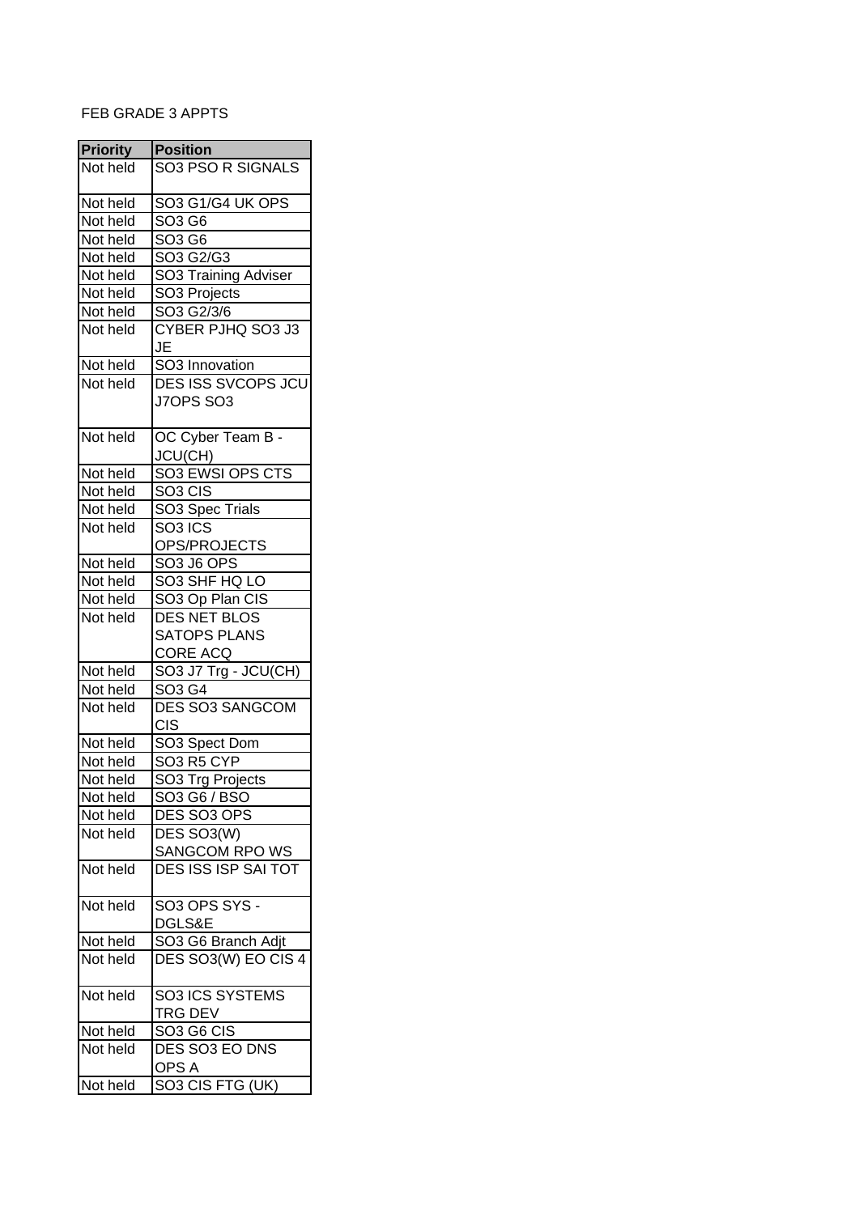FEB GRADE 3 APPTS

| Priority | Position |
|---|---|
| Not held | SO3 PSO R SIGNALS |
| Not held | SO3 G1/G4 UK OPS |
| Not held | SO3 G6 |
| Not held | SO3 G6 |
| Not held | SO3 G2/G3 |
| Not held | SO3 Training Adviser |
| Not held | SO3 Projects |
| Not held | SO3 G2/3/6 |
| Not held | CYBER PJHQ SO3 J3 JE |
| Not held | SO3 Innovation |
| Not held | DES ISS SVCOPS JCU J7OPS SO3 |
| Not held | OC Cyber Team B - JCU(CH) |
| Not held | SO3 EWSI OPS CTS |
| Not held | SO3 CIS |
| Not held | SO3 Spec Trials |
| Not held | SO3 ICS OPS/PROJECTS |
| Not held | SO3 J6 OPS |
| Not held | SO3 SHF HQ LO |
| Not held | SO3 Op Plan CIS |
| Not held | DES NET BLOS SATOPS PLANS CORE ACQ |
| Not held | SO3 J7 Trg - JCU(CH) |
| Not held | SO3 G4 |
| Not held | DES SO3 SANGCOM CIS |
| Not held | SO3 Spect Dom |
| Not held | SO3 R5 CYP |
| Not held | SO3 Trg Projects |
| Not held | SO3 G6 / BSO |
| Not held | DES SO3 OPS |
| Not held | DES SO3(W) SANGCOM RPO WS |
| Not held | DES ISS ISP SAI TOT |
| Not held | SO3 OPS SYS - DGLS&E |
| Not held | SO3 G6 Branch Adjt |
| Not held | DES SO3(W) EO CIS 4 |
| Not held | SO3 ICS SYSTEMS TRG DEV |
| Not held | SO3 G6 CIS |
| Not held | DES SO3 EO DNS OPS A |
| Not held | SO3 CIS FTG (UK) |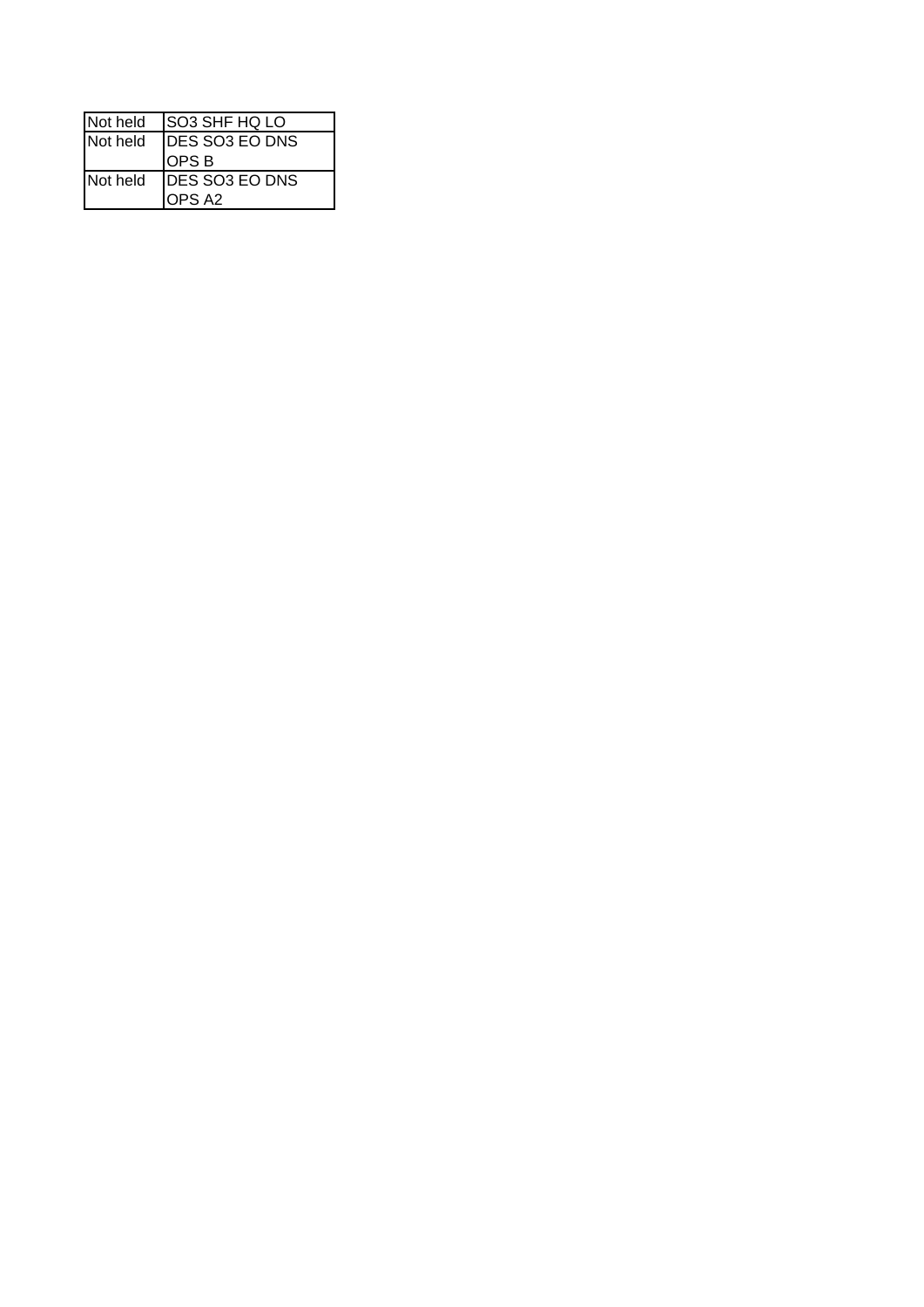| Not held | SO3 SHF HQ LO |
|---|---|
| Not held | DES SO3 EO DNS OPS B |
| Not held | DES SO3 EO DNS OPS A2 |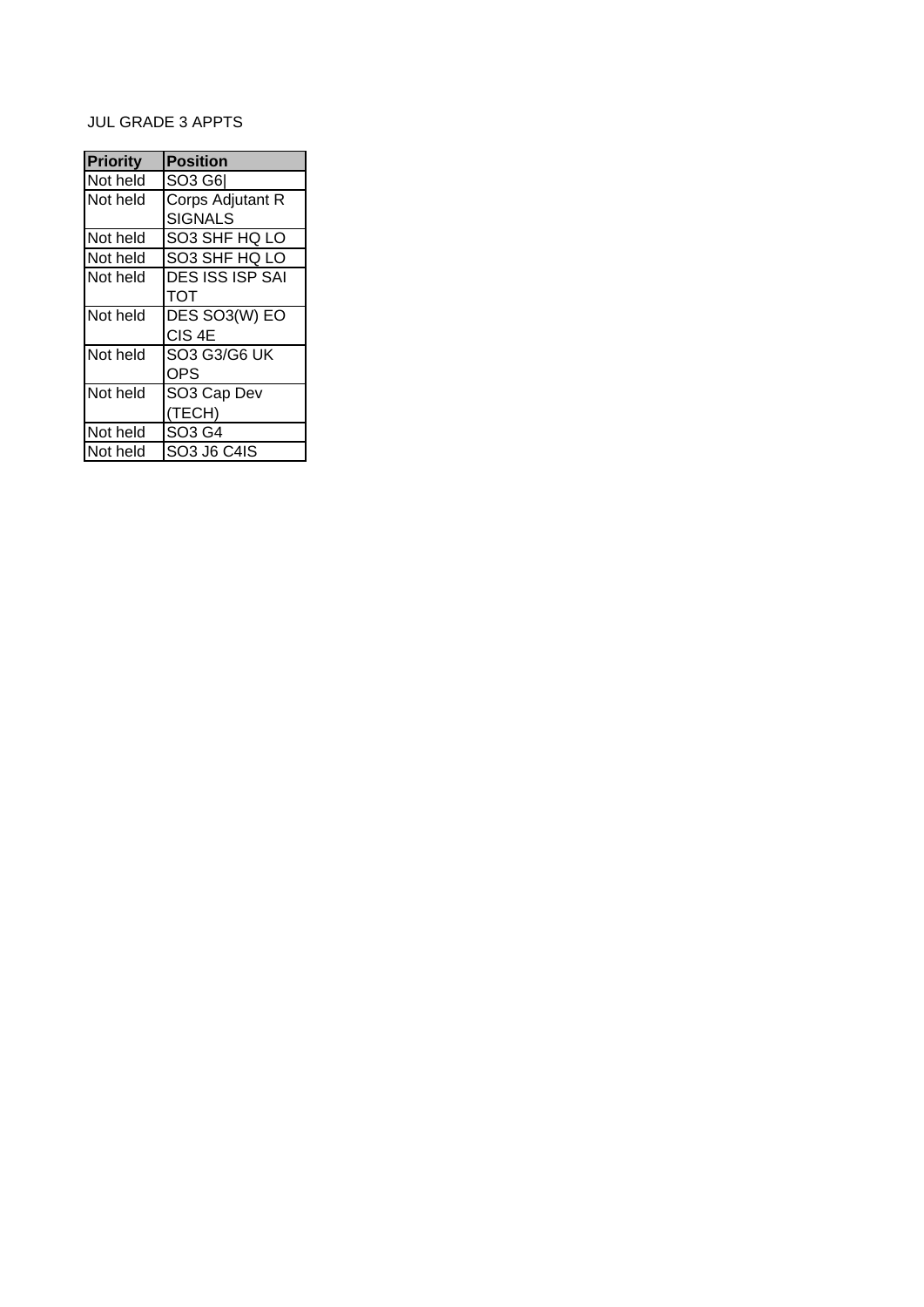JUL GRADE 3 APPTS

| Priority | Position |
|---|---|
| Not held | SO3 G6| |
| Not held | Corps Adjutant R SIGNALS |
| Not held | SO3 SHF HQ LO |
| Not held | SO3 SHF HQ LO |
| Not held | DES ISS ISP SAI TOT |
| Not held | DES SO3(W) EO CIS 4E |
| Not held | SO3 G3/G6 UK OPS |
| Not held | SO3 Cap Dev (TECH) |
| Not held | SO3 G4 |
| Not held | SO3 J6 C4IS |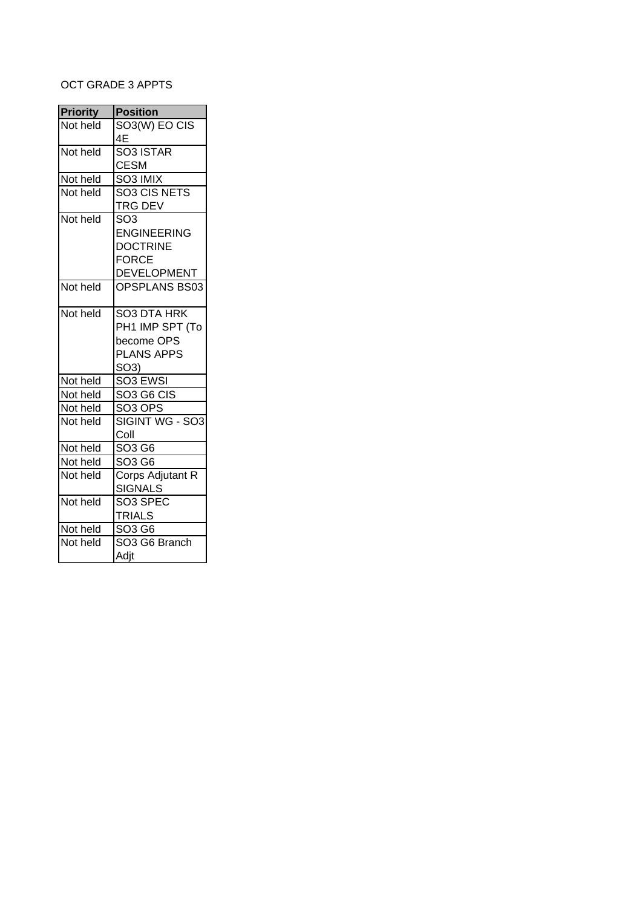OCT GRADE 3 APPTS

| Priority | Position |
|---|---|
| Not held | SO3(W) EO CIS 4E |
| Not held | SO3 ISTAR CESM |
| Not held | SO3 IMIX |
| Not held | SO3 CIS NETS TRG DEV |
| Not held | SO3 ENGINEERING DOCTRINE FORCE DEVELOPMENT |
| Not held | OPSPLANS BS03 |
| Not held | SO3 DTA HRK PH1 IMP SPT (To become OPS PLANS APPS SO3) |
| Not held | SO3 EWSI |
| Not held | SO3 G6 CIS |
| Not held | SO3 OPS |
| Not held | SIGINT WG - SO3 Coll |
| Not held | SO3 G6 |
| Not held | SO3 G6 |
| Not held | Corps Adjutant R SIGNALS |
| Not held | SO3 SPEC TRIALS |
| Not held | SO3 G6 |
| Not held | SO3 G6 Branch Adjt |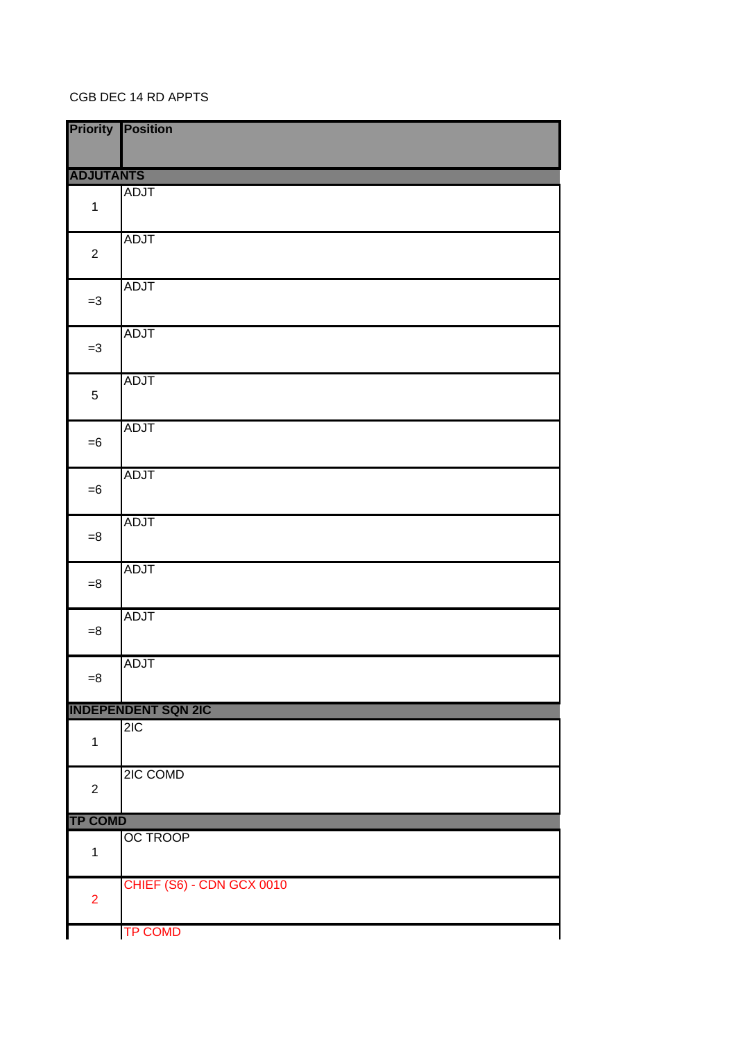CGB DEC 14 RD APPTS

| Priority | Position |
|---|---|
| **ADJUTANTS** | |
| 1 | ADJT |
| 2 | ADJT |
| =3 | ADJT |
| =3 | ADJT |
| 5 | ADJT |
| =6 | ADJT |
| =6 | ADJT |
| =8 | ADJT |
| =8 | ADJT |
| =8 | ADJT |
| =8 | ADJT |
| **INDEPENDENT SQN 2IC** | |
| 1 | 2IC |
| 2 | 2IC COMD |
| **TP COMD** | |
| 1 | OC TROOP |
| 2 | CHIEF (S6) - CDN GCX 0010 |
| | TP COMD |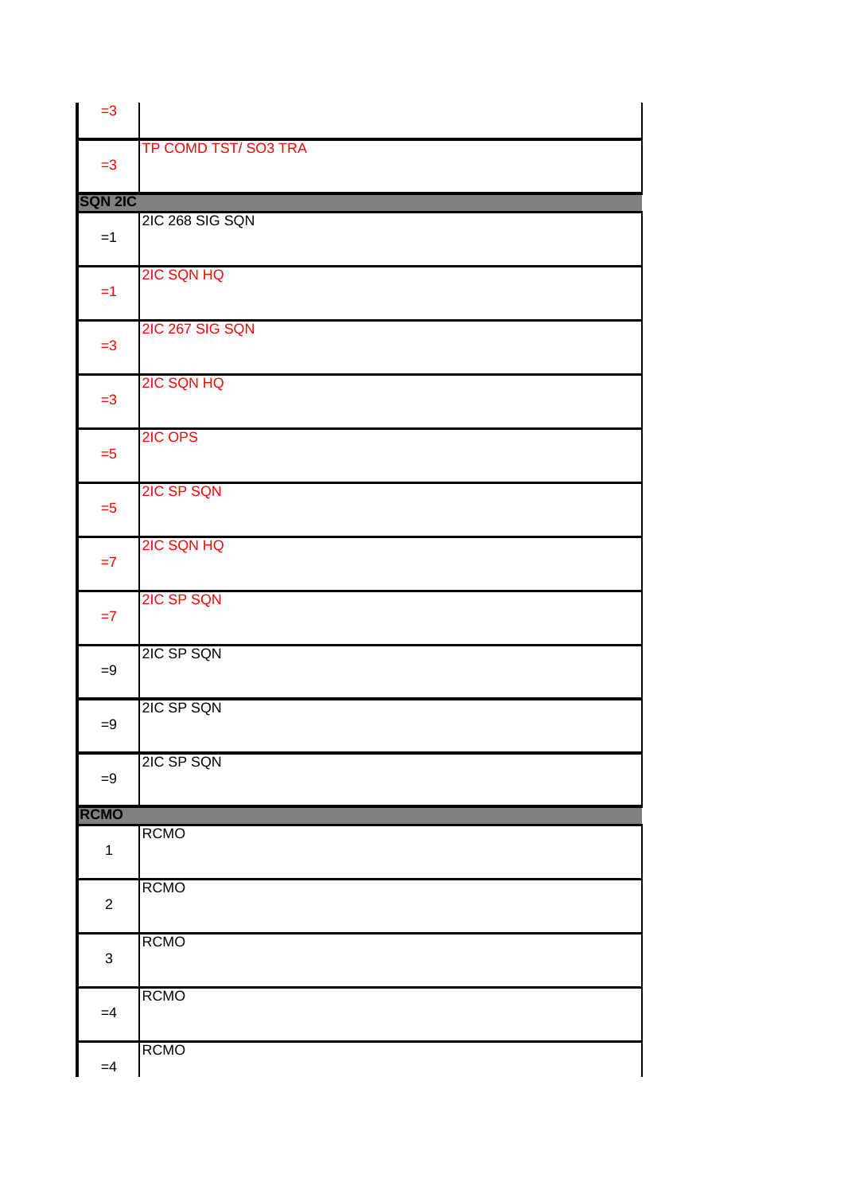| | |
|---|---|
| =3 | |
| =3 | TP COMD TST/ SO3 TRA |
| **SQN 2IC** | |
| =1 | 2IC 268 SIG SQN |
| =1 | 2IC SQN HQ |
| =3 | 2IC 267 SIG SQN |
| =3 | 2IC SQN HQ |
| =5 | 2IC OPS |
| =5 | 2IC SP SQN |
| =7 | 2IC SQN HQ |
| =7 | 2IC SP SQN |
| =9 | 2IC SP SQN |
| =9 | 2IC SP SQN |
| =9 | 2IC SP SQN |
| **RCMO** | |
| 1 | RCMO |
| 2 | RCMO |
| 3 | RCMO |
| =4 | RCMO |
| =4 | RCMO |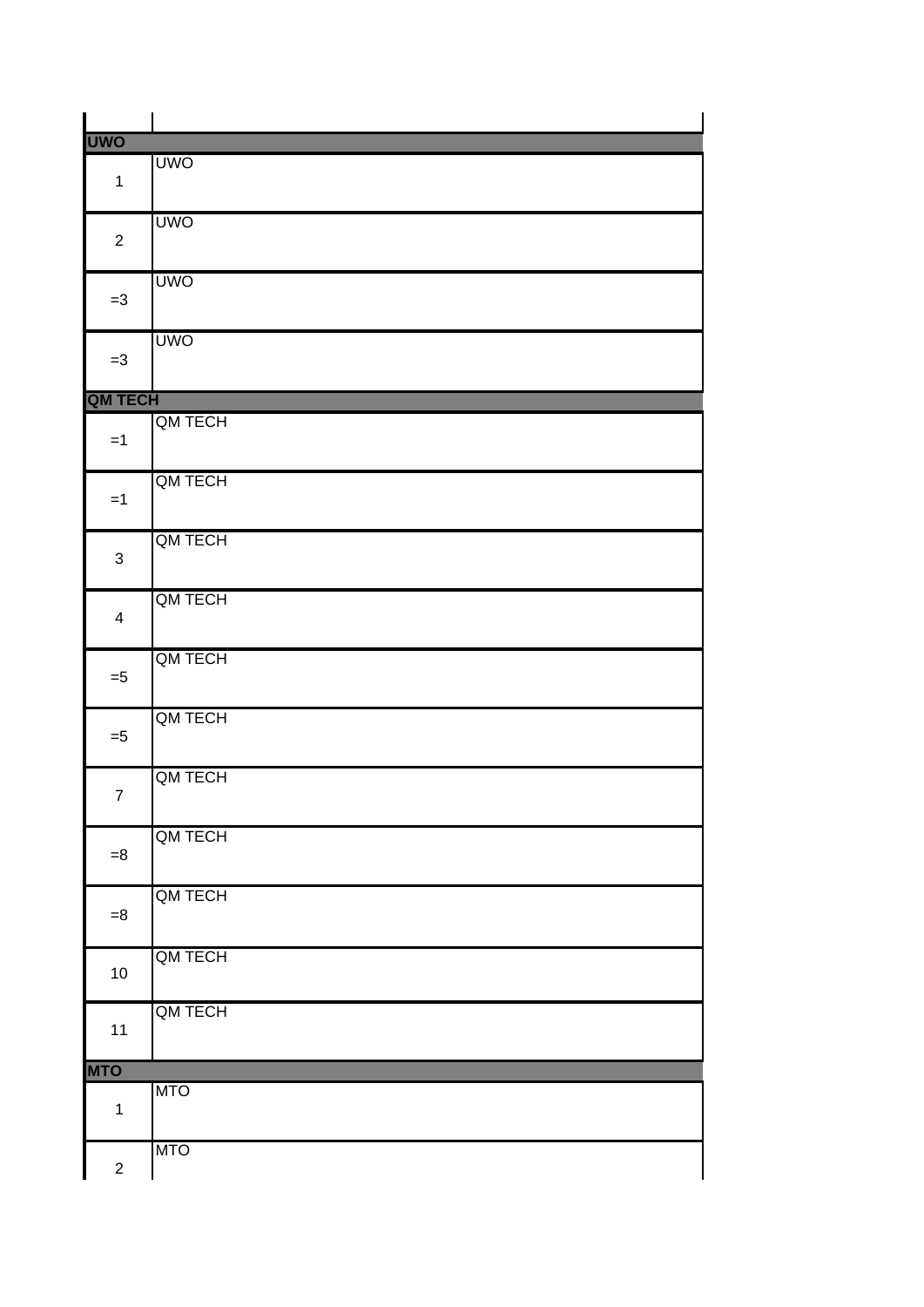| | |
|---|---|
| **UWO** | |
| 1 | UWO |
| 2 | UWO |
| =3 | UWO |
| =3 | UWO |
| **QM TECH** | |
| =1 | QM TECH |
| =1 | QM TECH |
| 3 | QM TECH |
| 4 | QM TECH |
| =5 | QM TECH |
| =5 | QM TECH |
| 7 | QM TECH |
| =8 | QM TECH |
| =8 | QM TECH |
| 10 | QM TECH |
| 11 | QM TECH |
| **MTO** | |
| 1 | MTO |
| 2 | MTO |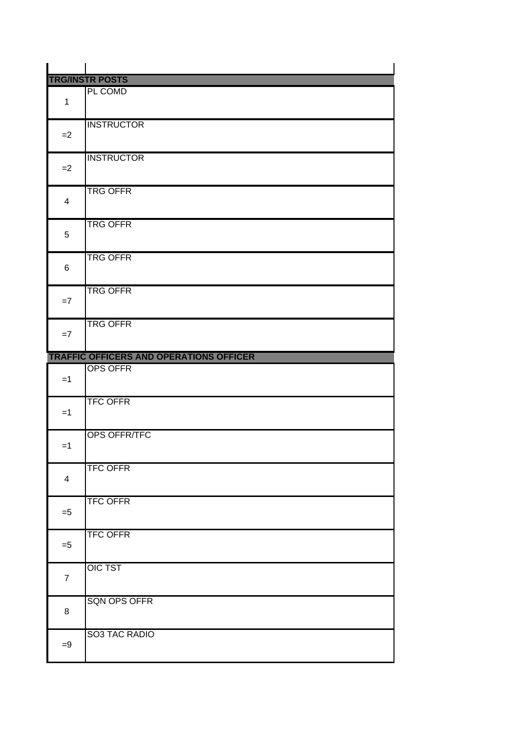| | |
|---|---|
| **TRG/INSTR POSTS** | |
| 1 | PL COMD |
| =2 | INSTRUCTOR |
| =2 | INSTRUCTOR |
| 4 | TRG OFFR |
| 5 | TRG OFFR |
| 6 | TRG OFFR |
| =7 | TRG OFFR |
| =7 | TRG OFFR |
| **TRAFFIC OFFICERS AND OPERATIONS OFFICER** | |
| =1 | OPS OFFR |
| =1 | TFC OFFR |
| =1 | OPS OFFR/TFC |
| 4 | TFC OFFR |
| =5 | TFC OFFR |
| =5 | TFC OFFR |
| 7 | OIC TST |
| 8 | SQN OPS OFFR |
| =9 | SO3 TAC RADIO |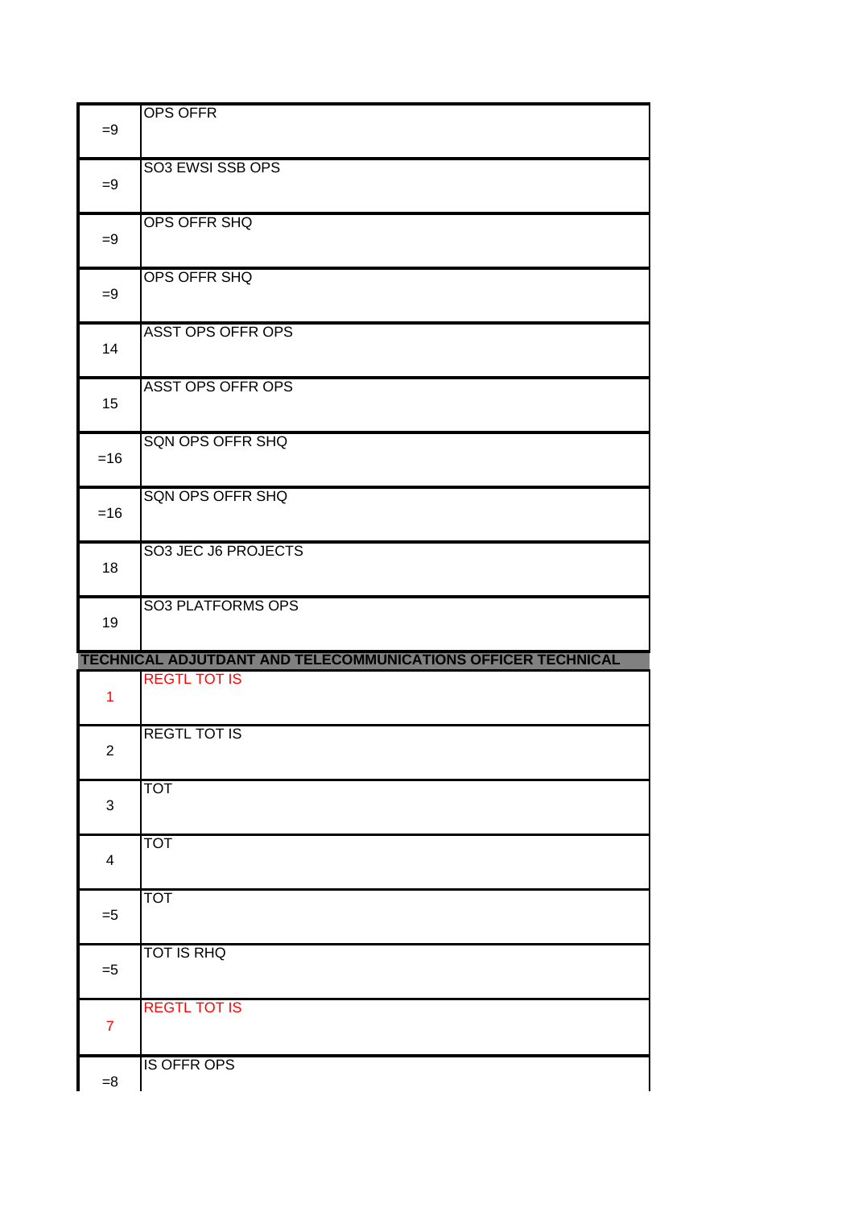| | |
|---|---|
| =9 | OPS OFFR |
| =9 | SO3 EWSI SSB OPS |
| =9 | OPS OFFR SHQ |
| =9 | OPS OFFR SHQ |
| 14 | ASST OPS OFFR OPS |
| 15 | ASST OPS OFFR OPS |
| =16 | SQN OPS OFFR SHQ |
| =16 | SQN OPS OFFR SHQ |
| 18 | SO3 JEC J6 PROJECTS |
| 19 | SO3 PLATFORMS OPS |
| **TECHNICAL ADJUTDANT AND TELECOMMUNICATIONS OFFICER TECHNICAL** | |
| 1 | REGTL TOT IS |
| 2 | REGTL TOT IS |
| 3 | TOT |
| 4 | TOT |
| =5 | TOT |
| =5 | TOT IS RHQ |
| 7 | REGTL TOT IS |
| =8 | IS OFFR OPS |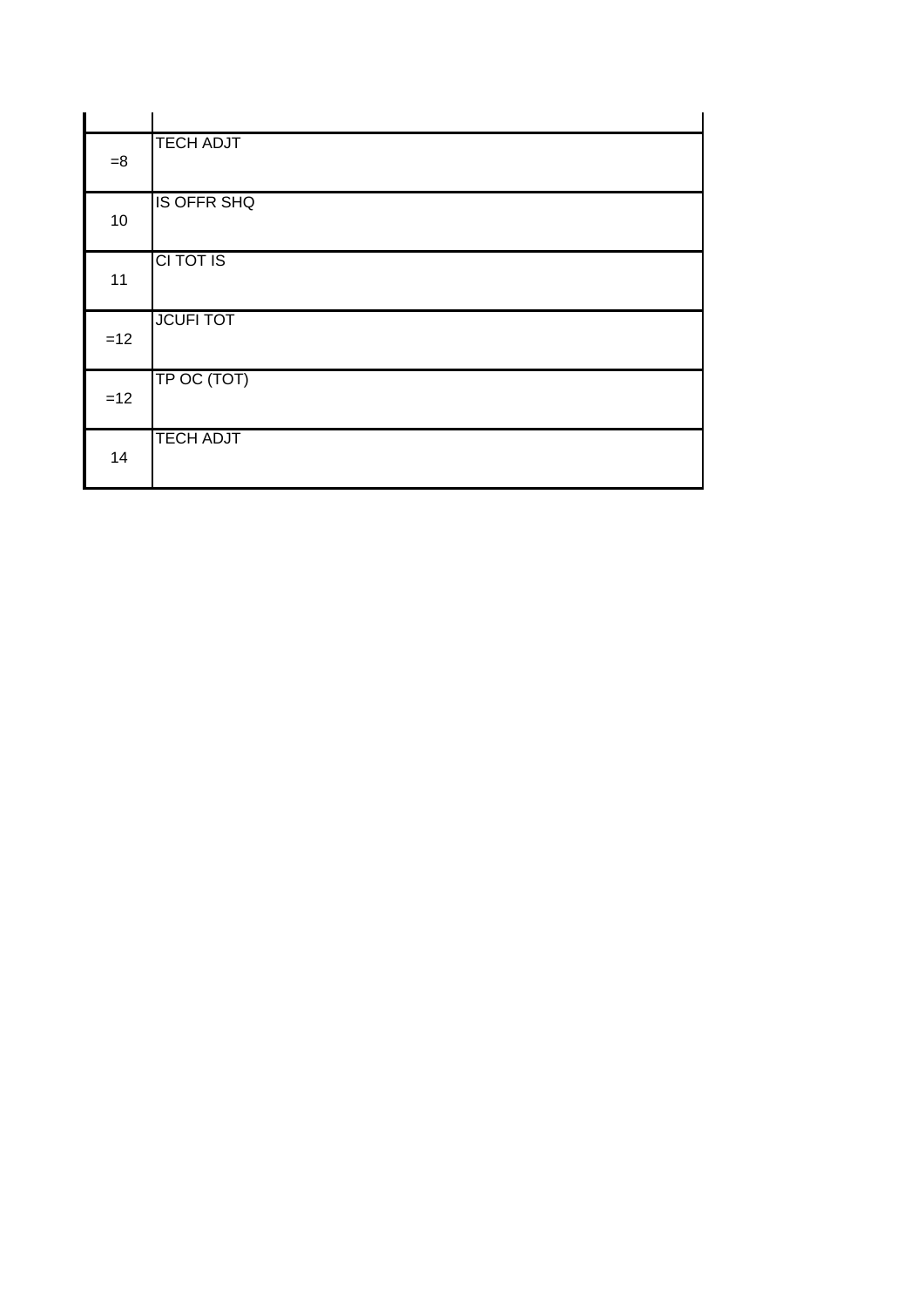| | |
|---|---|
| =8 | TECH ADJT |
| 10 | IS OFFR SHQ |
| 11 | CI TOT IS |
| =12 | JCUFI TOT |
| =12 | TP OC (TOT) |
| 14 | TECH ADJT |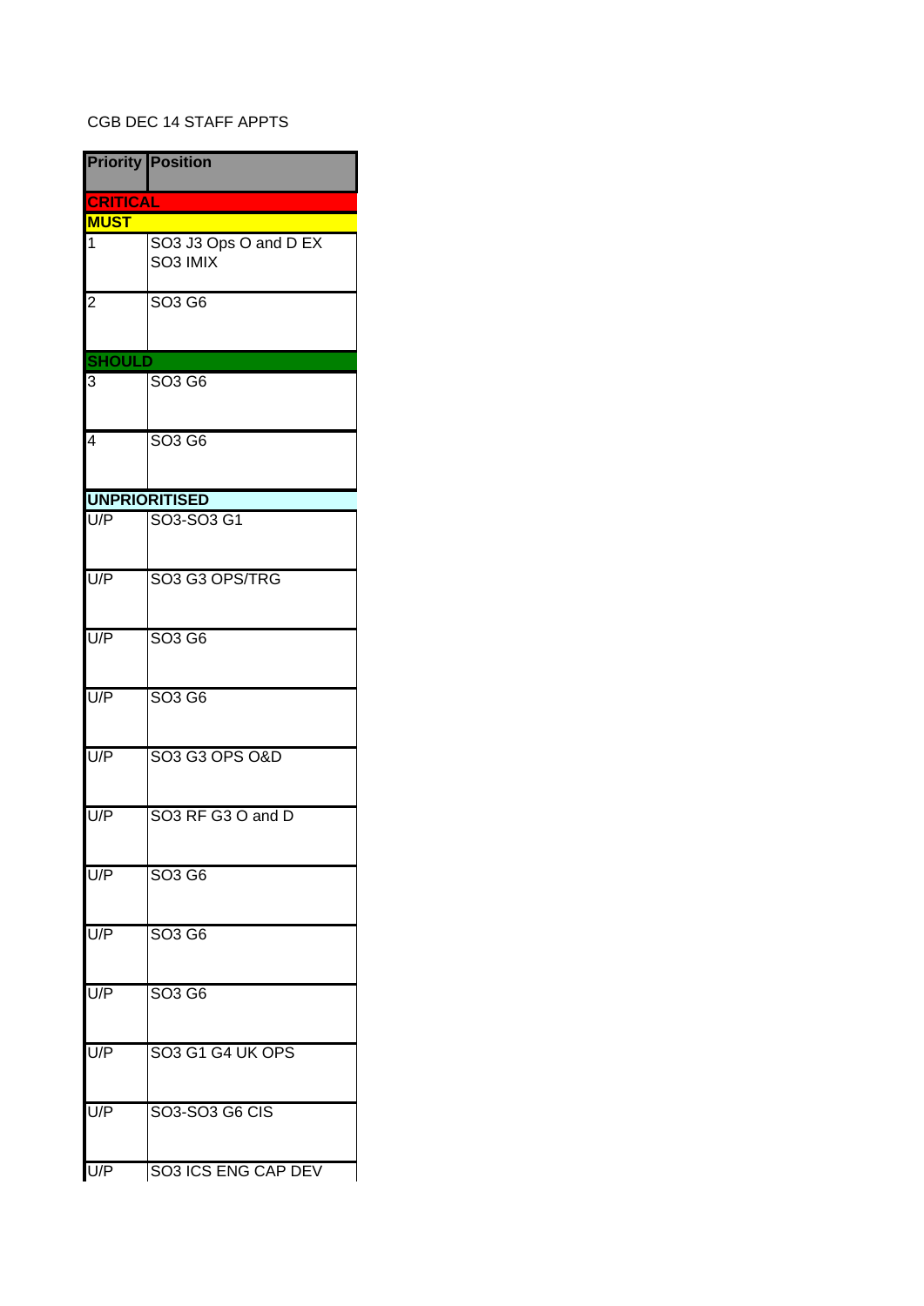CGB DEC 14 STAFF APPTS

| Priority | Position |
|---|---|
| **CRITICAL** | |
| **MUST** | |
| 1 | SO3 J3 Ops O and D EX SO3 IMIX |
| 2 | SO3 G6 |
| **SHOULD** | |
| 3 | SO3 G6 |
| 4 | SO3 G6 |
| **UNPRIORITISED** | |
| U/P | SO3-SO3 G1 |
| U/P | SO3 G3 OPS/TRG |
| U/P | SO3 G6 |
| U/P | SO3 G6 |
| U/P | SO3 G3 OPS O&D |
| U/P | SO3 RF G3 O and D |
| U/P | SO3 G6 |
| U/P | SO3 G6 |
| U/P | SO3 G6 |
| U/P | SO3 G1 G4 UK OPS |
| U/P | SO3-SO3 G6 CIS |
| U/P | SO3 ICS ENG CAP DEV |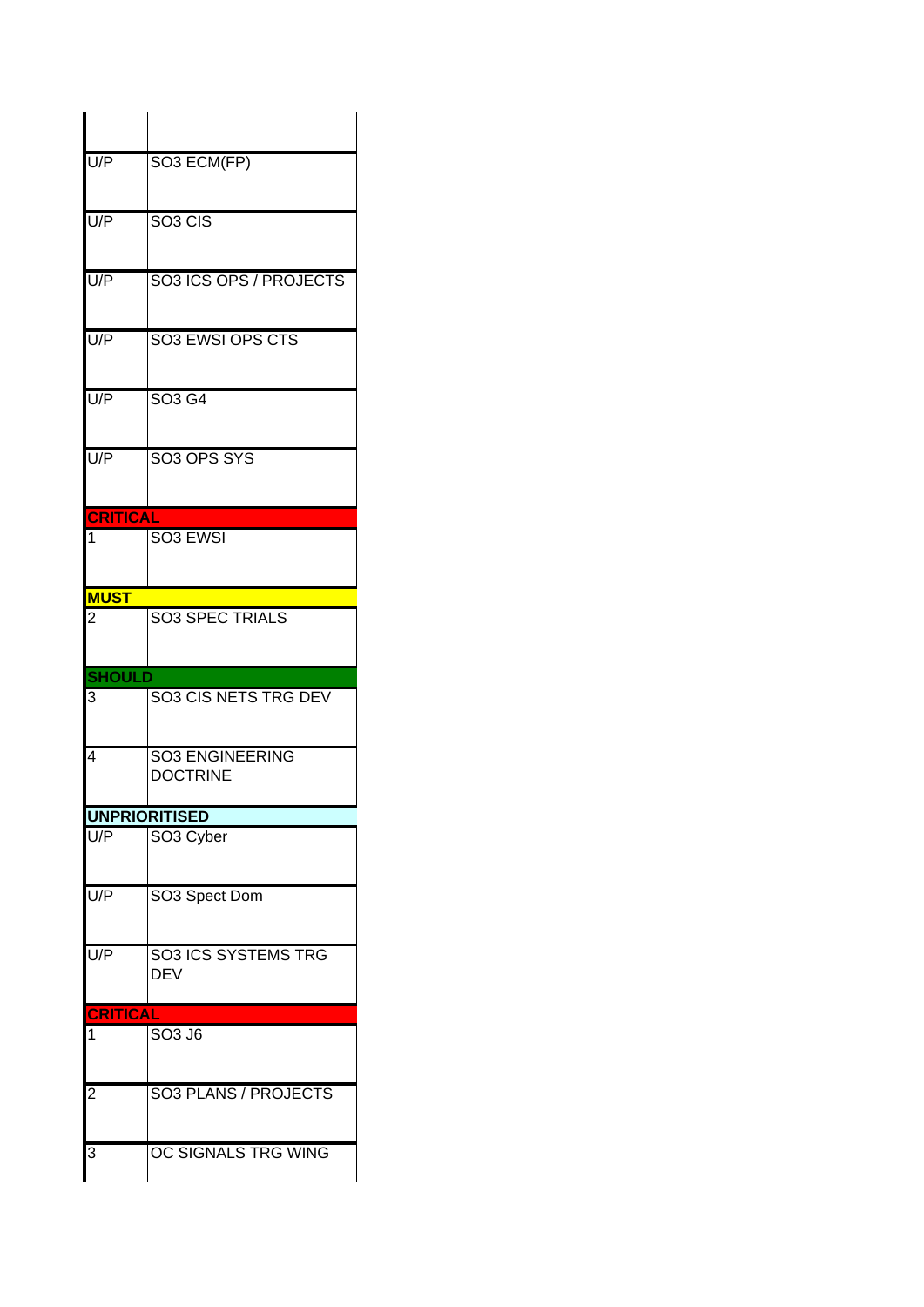| | |
|---|---|
| U/P | SO3 ECM(FP) |
| U/P | SO3 CIS |
| U/P | SO3 ICS OPS / PROJECTS |
| U/P | SO3 EWSI OPS CTS |
| U/P | SO3 G4 |
| U/P | SO3 OPS SYS |
| **CRITICAL** | |
| 1 | SO3 EWSI |
| **MUST** | |
| 2 | SO3 SPEC TRIALS |
| **SHOULD** | |
| 3 | SO3 CIS NETS TRG DEV |
| 4 | SO3 ENGINEERING DOCTRINE |
| **UNPRIORITISED** | |
| U/P | SO3 Cyber |
| U/P | SO3 Spect Dom |
| U/P | SO3 ICS SYSTEMS TRG DEV |
| **CRITICAL** | |
| 1 | SO3 J6 |
| 2 | SO3 PLANS / PROJECTS |
| 3 | OC SIGNALS TRG WING |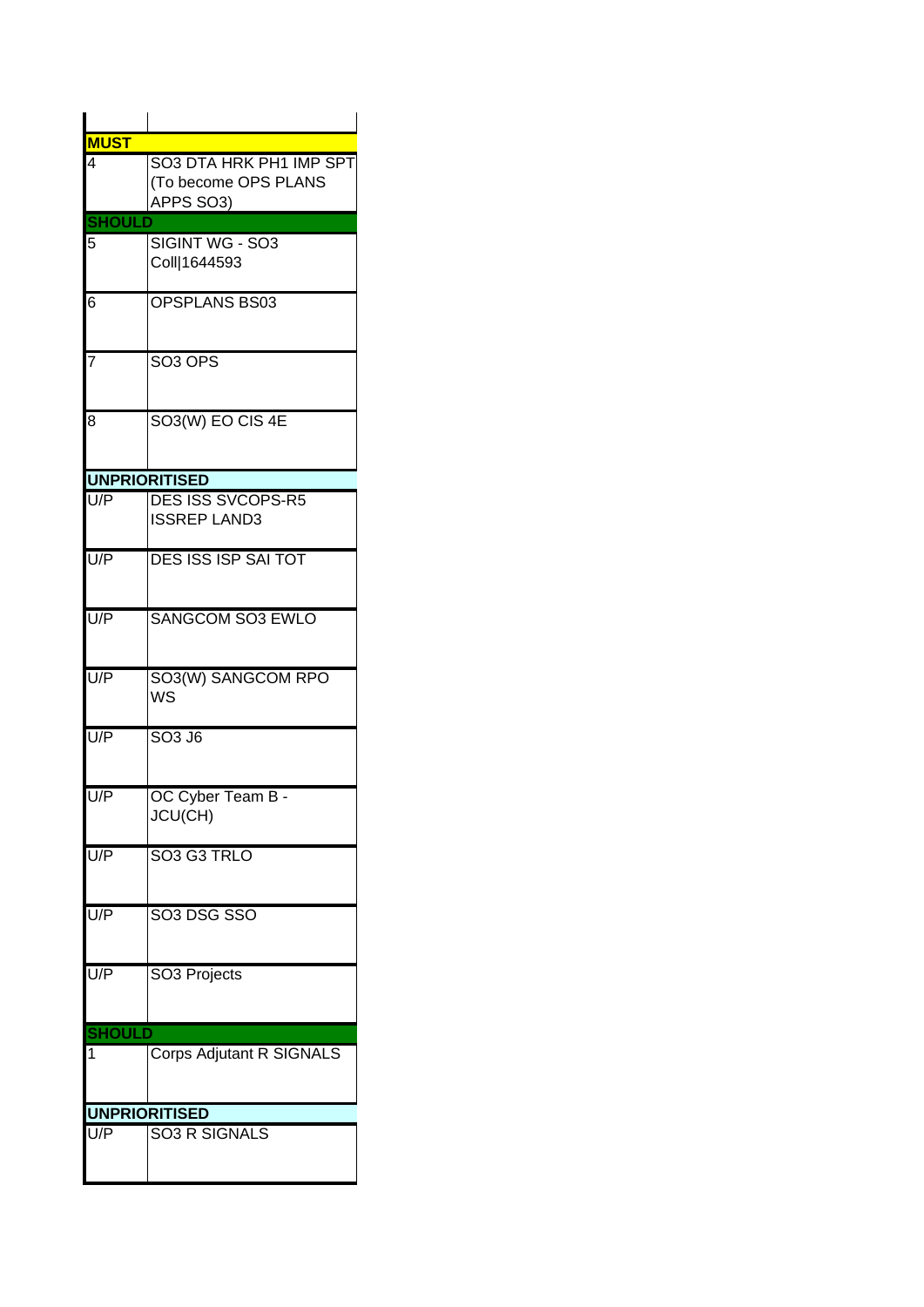| | |
|---|---|
| **MUST** | |
| 4 | SO3 DTA HRK PH1 IMP SPT (To become OPS PLANS APPS SO3) |
| **SHOULD** | |
| 5 | SIGINT WG - SO3 Coll\|1644593 |
| 6 | OPSPLANS BS03 |
| 7 | SO3 OPS |
| 8 | SO3(W) EO CIS 4E |
| **UNPRIORITISED** | |
| U/P | DES ISS SVCOPS-R5 ISSREP LAND3 |
| U/P | DES ISS ISP SAI TOT |
| U/P | SANGCOM SO3 EWLO |
| U/P | SO3(W) SANGCOM RPO WS |
| U/P | SO3 J6 |
| U/P | OC Cyber Team B - JCU(CH) |
| U/P | SO3 G3 TRLO |
| U/P | SO3 DSG SSO |
| U/P | SO3 Projects |
| **SHOULD** | |
| 1 | Corps Adjutant R SIGNALS |
| **UNPRIORITISED** | |
| U/P | SO3 R SIGNALS |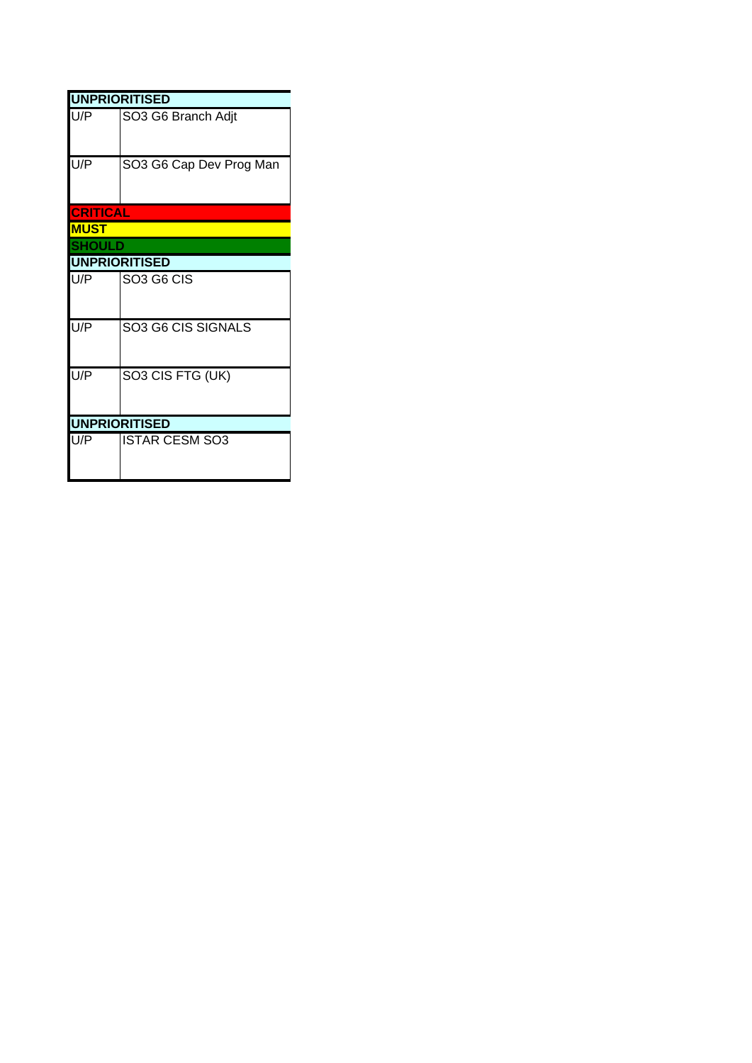| | |
|---|---|
| **UNPRIORITISED** | |
| U/P | SO3 G6 Branch Adjt |
| U/P | SO3 G6 Cap Dev Prog Man |
| **CRITICAL** | |
| **MUST** | |
| **SHOULD** | |
| **UNPRIORITISED** | |
| U/P | SO3 G6 CIS |
| U/P | SO3 G6 CIS SIGNALS |
| U/P | SO3 CIS FTG (UK) |
| **UNPRIORITISED** | |
| U/P | ISTAR CESM SO3 |